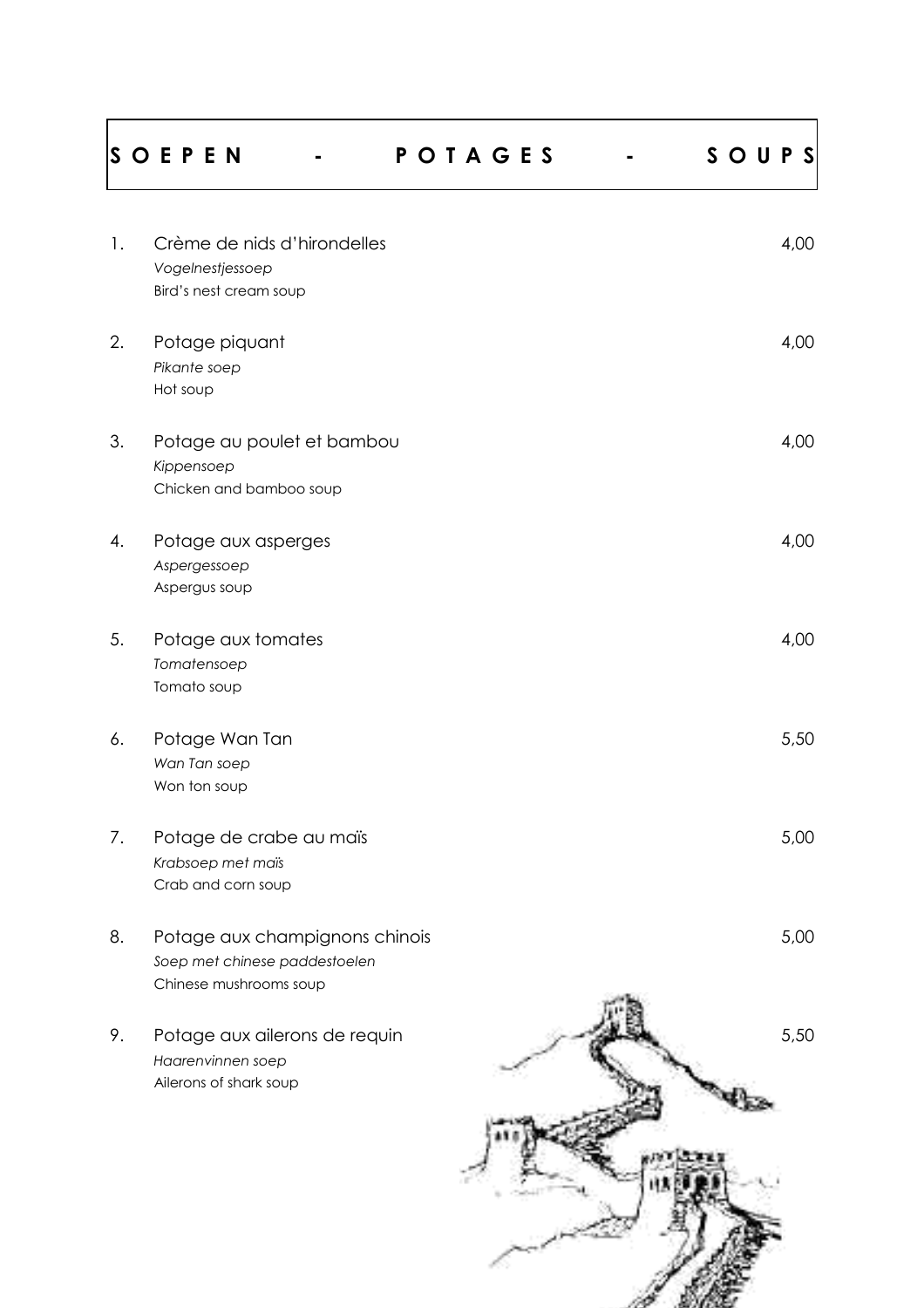# S O E P E N - P O T A G E S - S O U P S

1. Crème de nids d'hirondelles — 4,00
   *Vogelnestjessoep*
   Bird's nest cream soup

2. Potage piquant — 4,00
   *Pikante soep*
   Hot soup

3. Potage au poulet et bambou — 4,00
   *Kippensoep*
   Chicken and bamboo soup

4. Potage aux asperges — 4,00
   *Aspergessoep*
   Aspergus soup

5. Potage aux tomates — 4,00
   *Tomatensoep*
   Tomato soup

6. Potage Wan Tan — 5,50
   *Wan Tan soep*
   Won ton soup

7. Potage de crabe au maïs — 5,00
   *Krabsoep met maïs*
   Crab and corn soup

8. Potage aux champignons chinois — 5,00
   *Soep met chinese paddestoelen*
   Chinese mushrooms soup

9. Potage aux ailerons de requin — 5,50
   *Haarenvinnen soep*
   Ailerons of shark soup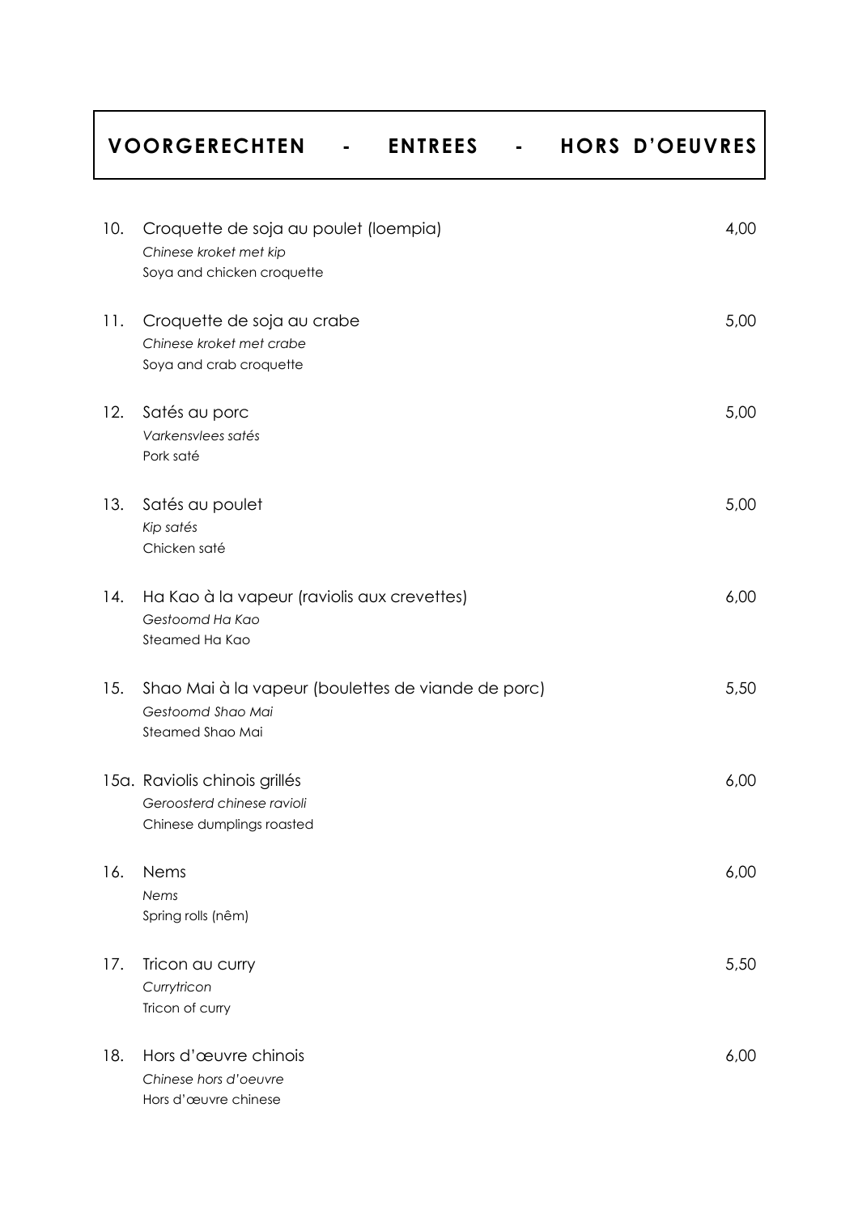# VOORGERECHTEN - ENTREES - HORS D'OEUVRES

| | | |
|---|---|---|
| 10. | Croquette de soja au poulet (loempia)<br>*Chinese kroket met kip*<br>Soya and chicken croquette | 4,00 |
| 11. | Croquette de soja au crabe<br>*Chinese kroket met crabe*<br>Soya and crab croquette | 5,00 |
| 12. | Satés au porc<br>*Varkensvlees satés*<br>Pork saté | 5,00 |
| 13. | Satés au poulet<br>*Kip satés*<br>Chicken saté | 5,00 |
| 14. | Ha Kao à la vapeur (raviolis aux crevettes)<br>*Gestoomd Ha Kao*<br>Steamed Ha Kao | 6,00 |
| 15. | Shao Mai à la vapeur (boulettes de viande de porc)<br>*Gestoomd Shao Mai*<br>Steamed Shao Mai | 5,50 |
| 15a. | Raviolis chinois grillés<br>*Geroosterd chinese ravioli*<br>Chinese dumplings roasted | 6,00 |
| 16. | Nems<br>*Nems*<br>Spring rolls (nêm) | 6,00 |
| 17. | Tricon au curry<br>*Currytricon*<br>Tricon of curry | 5,50 |
| 18. | Hors d'œuvre chinois<br>*Chinese hors d'oeuvre*<br>Hors d'œuvre chinese | 6,00 |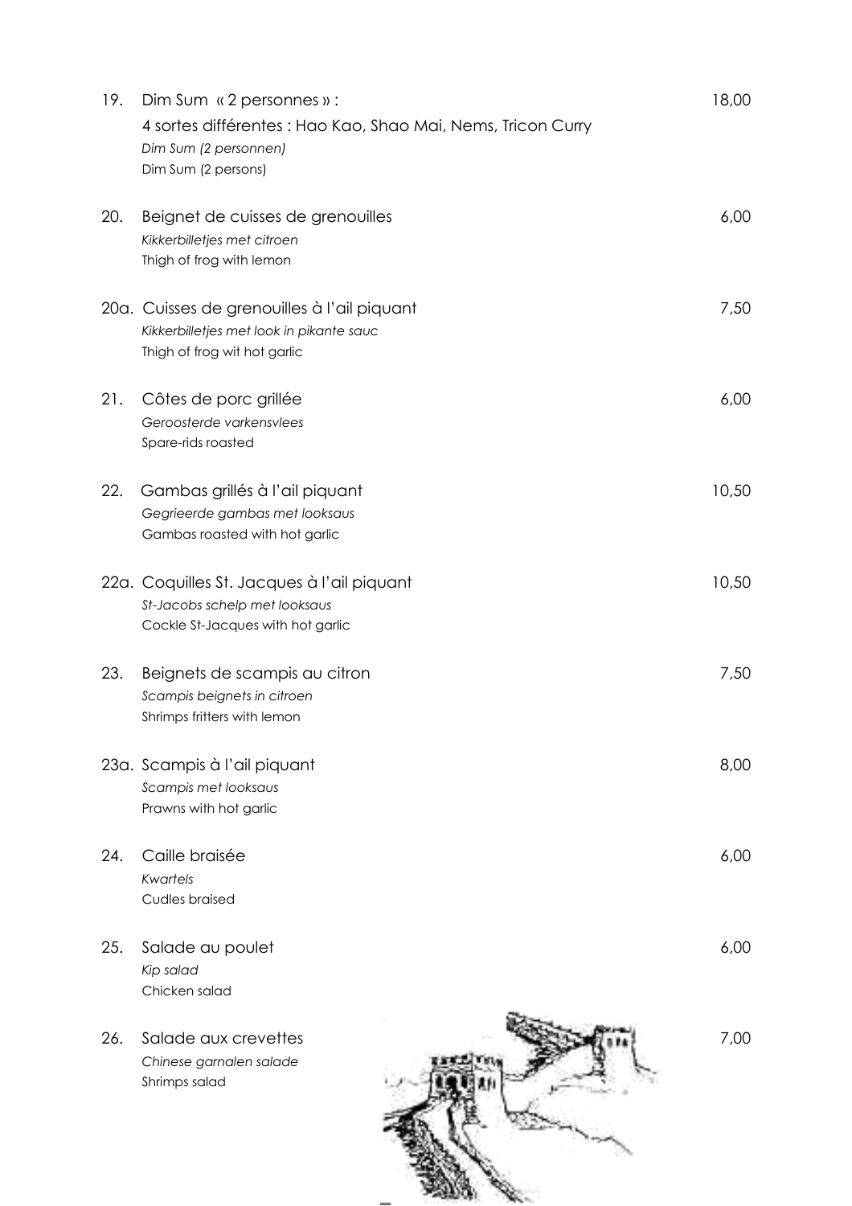19. Dim Sum « 2 personnes » : 18,00
4 sortes différentes : Hao Kao, Shao Mai, Nems, Tricon Curry
*Dim Sum (2 personnen)*
Dim Sum (2 persons)

20. Beignet de cuisses de grenouilles 6,00
*Kikkerbilletjes met citroen*
Thigh of frog with lemon

20a. Cuisses de grenouilles à l'ail piquant 7,50
*Kikkerbilletjes met look in pikante sauc*
Thigh of frog wit hot garlic

21. Côtes de porc grillée 6,00
*Geroosterde varkensvlees*
Spare-rids roasted

22. Gambas grillés à l'ail piquant 10,50
*Gegrieerde gambas met looksaus*
Gambas roasted with hot garlic

22a. Coquilles St. Jacques à l'ail piquant 10,50
*St-Jacobs schelp met looksaus*
Cockle St-Jacques with hot garlic

23. Beignets de scampis au citron 7,50
*Scampis beignets in citroen*
Shrimps fritters with lemon

23a. Scampis à l'ail piquant 8,00
*Scampis met looksaus*
Prawns with hot garlic

24. Caille braisée 6,00
*Kwartels*
Cudles braised

25. Salade au poulet 6,00
*Kip salad*
Chicken salad

26. Salade aux crevettes 7,00
*Chinese garnalen salade*
Shrimps salad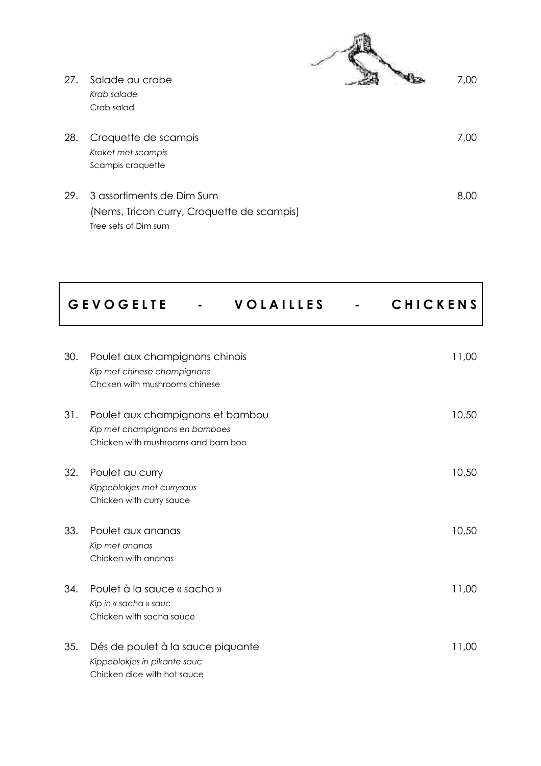27. Salade au crabe — 7,00
*Krab salade*
Crab salad

28. Croquette de scampis — 7,00
*Kroket met scampis*
Scampis croquette

29. 3 assortiments de Dim Sum — 8,00
(Nems, Tricon curry, Croquette de scampis)
Tree sets of Dim sum

## GEVOGELTE - VOLAILLES - CHICKENS

30. Poulet aux champignons chinois — 11,00
*Kip met chinese champignons*
Chcken with mushrooms chinese

31. Poulet aux champignons et bambou — 10,50
*Kip met champignons en bamboes*
Chicken with mushrooms and bam boo

32. Poulet au curry — 10,50
*Kippeblokjes met currysaus*
Chicken with curry sauce

33. Poulet aux ananas — 10,50
*Kip met ananas*
Chicken with ananas

34. Poulet à la sauce « sacha » — 11,00
*Kip in « sacha » sauc*
Chicken with sacha sauce

35. Dés de poulet à la sauce piquante — 11,00
*Kippeblokjes in pikante sauc*
Chicken dice with hot sauce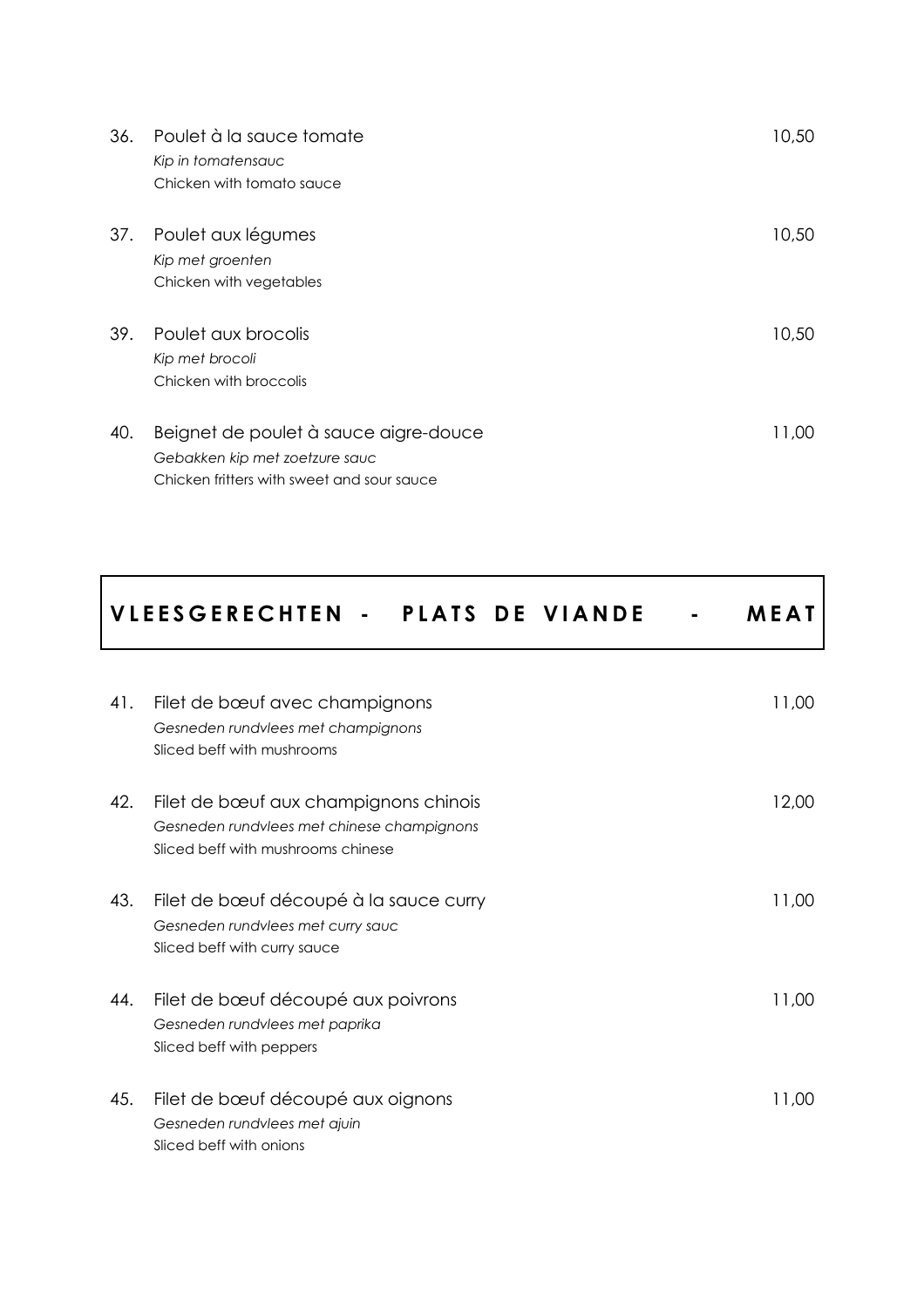36. Poulet à la sauce tomate — 10,50
*Kip in tomatensauc*
Chicken with tomato sauce

37. Poulet aux légumes — 10,50
*Kip met groenten*
Chicken with vegetables

39. Poulet aux brocolis — 10,50
*Kip met brocoli*
Chicken with broccolis

40. Beignet de poulet à sauce aigre-douce — 11,00
*Gebakken kip met zoetzure sauc*
Chicken fritters with sweet and sour sauce

## VLEESGERECHTEN - PLATS DE VIANDE - MEAT

41. Filet de bœuf avec champignons — 11,00
*Gesneden rundvlees met champignons*
Sliced beff with mushrooms

42. Filet de bœuf aux champignons chinois — 12,00
*Gesneden rundvlees met chinese champignons*
Sliced beff with mushrooms chinese

43. Filet de bœuf découpé à la sauce curry — 11,00
*Gesneden rundvlees met curry sauc*
Sliced beff with curry sauce

44. Filet de bœuf découpé aux poivrons — 11,00
*Gesneden rundvlees met paprika*
Sliced beff with peppers

45. Filet de bœuf découpé aux oignons — 11,00
*Gesneden rundvlees met ajuin*
Sliced beff with onions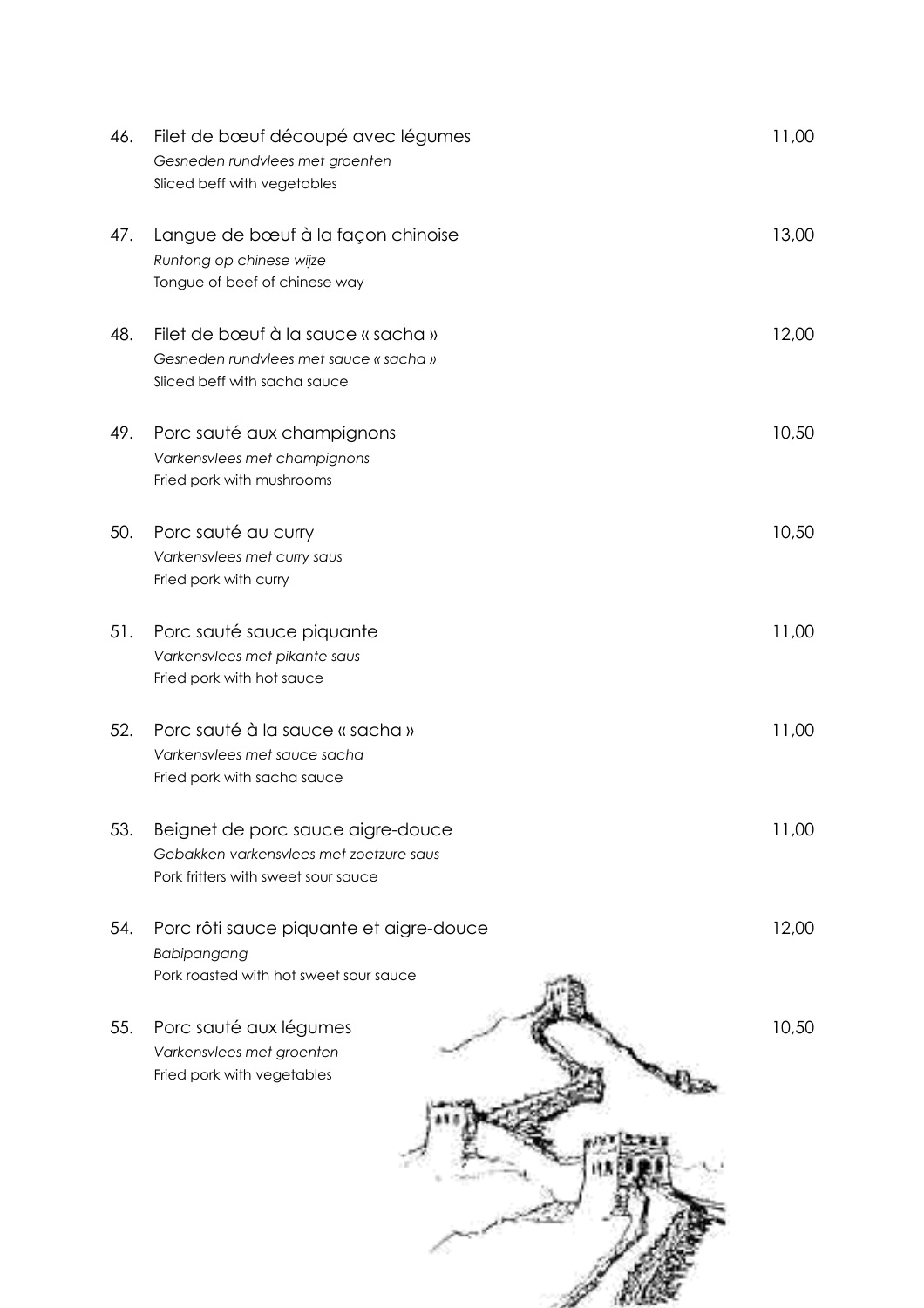46. Filet de bœuf découpé avec légumes — 11,00
*Gesneden rundvlees met groenten*
Sliced beff with vegetables

47. Langue de bœuf à la façon chinoise — 13,00
*Runtong op chinese wijze*
Tongue of beef of chinese way

48. Filet de bœuf à la sauce « sacha » — 12,00
*Gesneden rundvlees met sauce « sacha »*
Sliced beff with sacha sauce

49. Porc sauté aux champignons — 10,50
*Varkensvlees met champignons*
Fried pork with mushrooms

50. Porc sauté au curry — 10,50
*Varkensvlees met curry saus*
Fried pork with curry

51. Porc sauté sauce piquante — 11,00
*Varkensvlees met pikante saus*
Fried pork with hot sauce

52. Porc sauté à la sauce « sacha » — 11,00
*Varkensvlees met sauce sacha*
Fried pork with sacha sauce

53. Beignet de porc sauce aigre-douce — 11,00
*Gebakken varkensvlees met zoetzure saus*
Pork fritters with sweet sour sauce

54. Porc rôti sauce piquante et aigre-douce — 12,00
*Babipangang*
Pork roasted with hot sweet sour sauce

55. Porc sauté aux légumes — 10,50
*Varkensvlees met groenten*
Fried pork with vegetables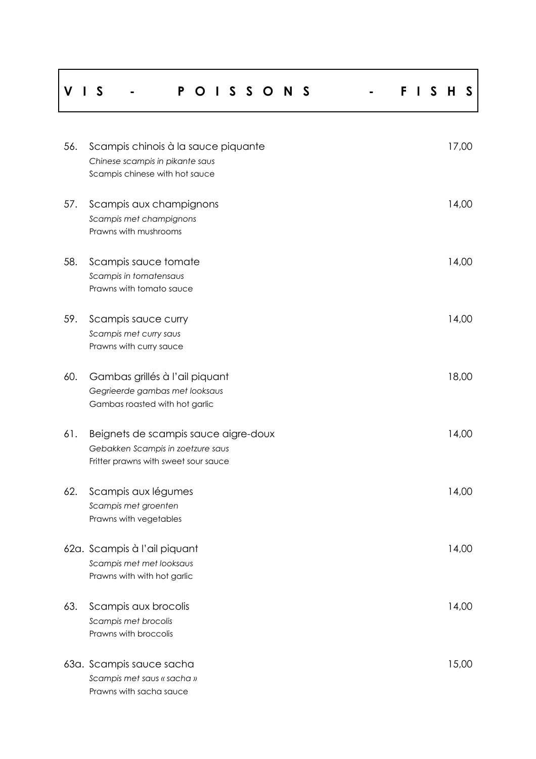# V I S - P O I S S O N S - F I S H S

56. Scampis chinois à la sauce piquante — 17,00
*Chinese scampis in pikante saus*
Scampis chinese with hot sauce

57. Scampis aux champignons — 14,00
*Scampis met champignons*
Prawns with mushrooms

58. Scampis sauce tomate — 14,00
*Scampis in tomatensaus*
Prawns with tomato sauce

59. Scampis sauce curry — 14,00
*Scampis met curry saus*
Prawns with curry sauce

60. Gambas grillés à l'ail piquant — 18,00
*Gegrieerde gambas met looksaus*
Gambas roasted with hot garlic

61. Beignets de scampis sauce aigre-doux — 14,00
*Gebakken Scampis in zoetzure saus*
Fritter prawns with sweet sour sauce

62. Scampis aux légumes — 14,00
*Scampis met groenten*
Prawns with vegetables

62a. Scampis à l'ail piquant — 14,00
*Scampis met met looksaus*
Prawns with with hot garlic

63. Scampis aux brocolis — 14,00
*Scampis met brocolis*
Prawns with broccolis

63a. Scampis sauce sacha — 15,00
*Scampis met saus « sacha »*
Prawns with sacha sauce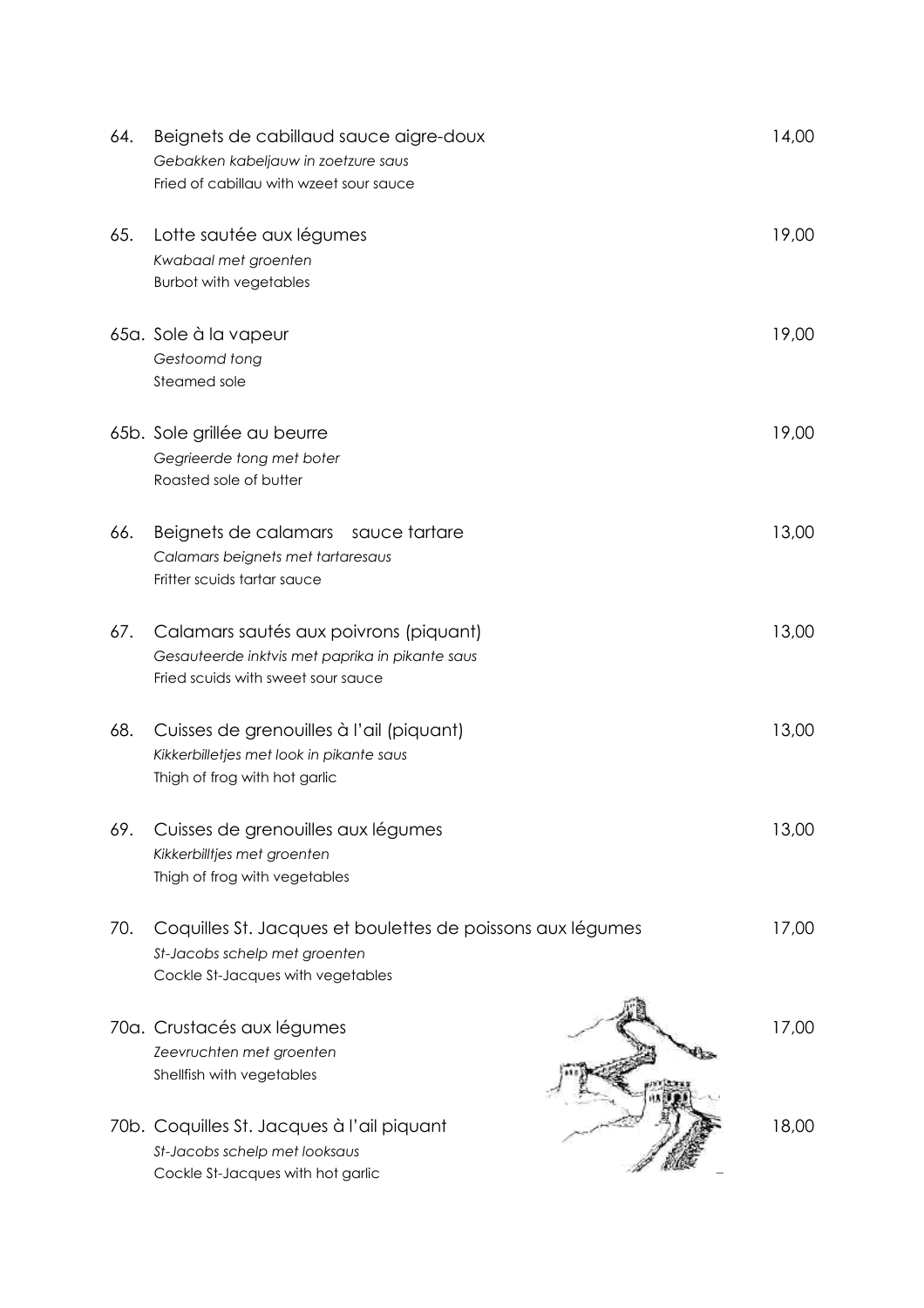| | | |
|---|---|---|
| 64. | Beignets de cabillaud sauce aigre-doux<br>*Gebakken kabeljauw in zoetzure saus*<br>Fried of cabillau with wzeet sour sauce | 14,00 |
| 65. | Lotte sautée aux légumes<br>*Kwabaal met groenten*<br>Burbot with vegetables | 19,00 |
| 65a. | Sole à la vapeur<br>*Gestoomd tong*<br>Steamed sole | 19,00 |
| 65b. | Sole grillée au beurre<br>*Gegrieerde tong met boter*<br>Roasted sole of butter | 19,00 |
| 66. | Beignets de calamars sauce tartare<br>*Calamars beignets met tartaresaus*<br>Fritter scuids tartar sauce | 13,00 |
| 67. | Calamars sautés aux poivrons (piquant)<br>*Gesauteerde inktvis met paprika in pikante saus*<br>Fried scuids with sweet sour sauce | 13,00 |
| 68. | Cuisses de grenouilles à l'ail (piquant)<br>*Kikkerbilletjes met look in pikante saus*<br>Thigh of frog with hot garlic | 13,00 |
| 69. | Cuisses de grenouilles aux légumes<br>*Kikkerbilltjes met groenten*<br>Thigh of frog with vegetables | 13,00 |
| 70. | Coquilles St. Jacques et boulettes de poissons aux légumes<br>*St-Jacobs schelp met groenten*<br>Cockle St-Jacques with vegetables | 17,00 |
| 70a. | Crustacés aux légumes<br>*Zeevruchten met groenten*<br>Shellfish with vegetables | 17,00 |
| 70b. | Coquilles St. Jacques à l'ail piquant<br>*St-Jacobs schelp met looksaus*<br>Cockle St-Jacques with hot garlic | 18,00 |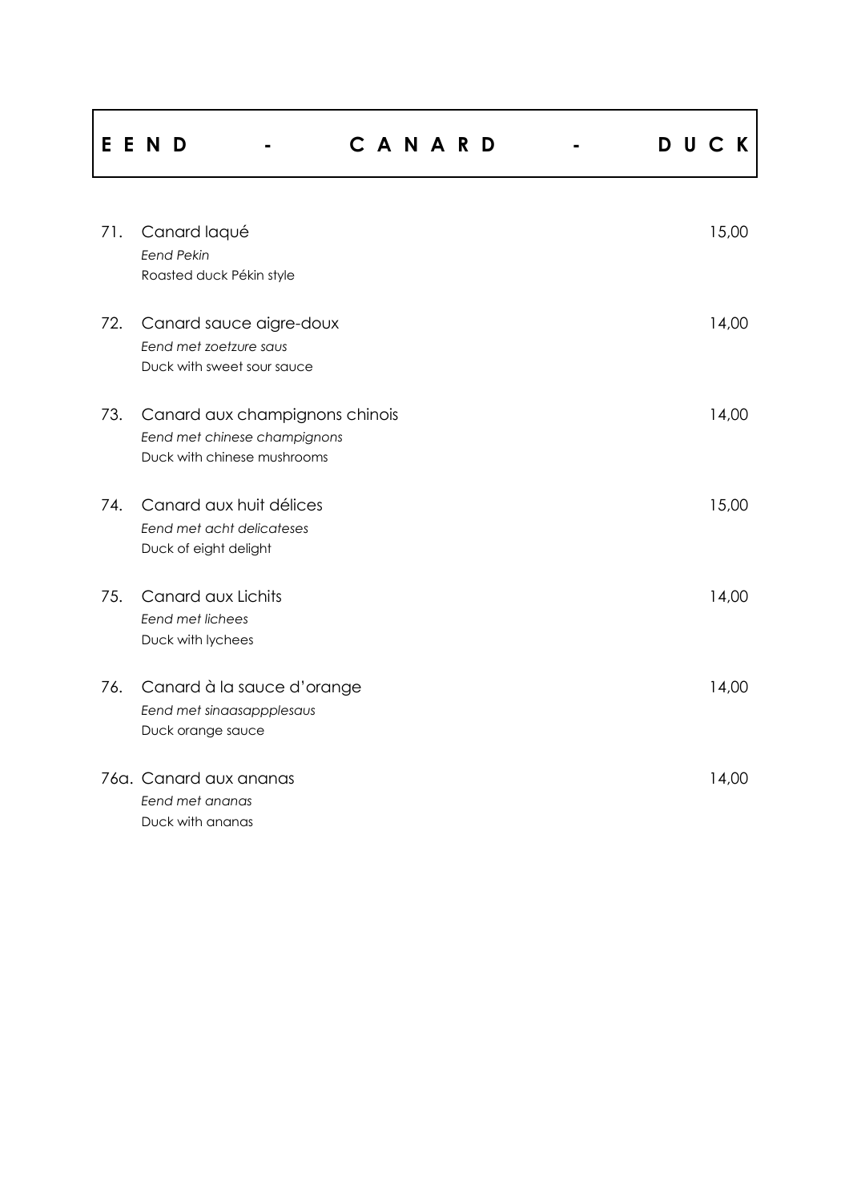# E E N D - C A N A R D - D U C K

71. Canard laqué — 15,00
*Eend Pekin*
Roasted duck Pékin style

72. Canard sauce aigre-doux — 14,00
*Eend met zoetzure saus*
Duck with sweet sour sauce

73. Canard aux champignons chinois — 14,00
*Eend met chinese champignons*
Duck with chinese mushrooms

74. Canard aux huit délices — 15,00
*Eend met acht delicateses*
Duck of eight delight

75. Canard aux Lichits — 14,00
*Eend met lichees*
Duck with lychees

76. Canard à la sauce d'orange — 14,00
*Eend met sinaasappplesaus*
Duck orange sauce

76a. Canard aux ananas — 14,00
*Eend met ananas*
Duck with ananas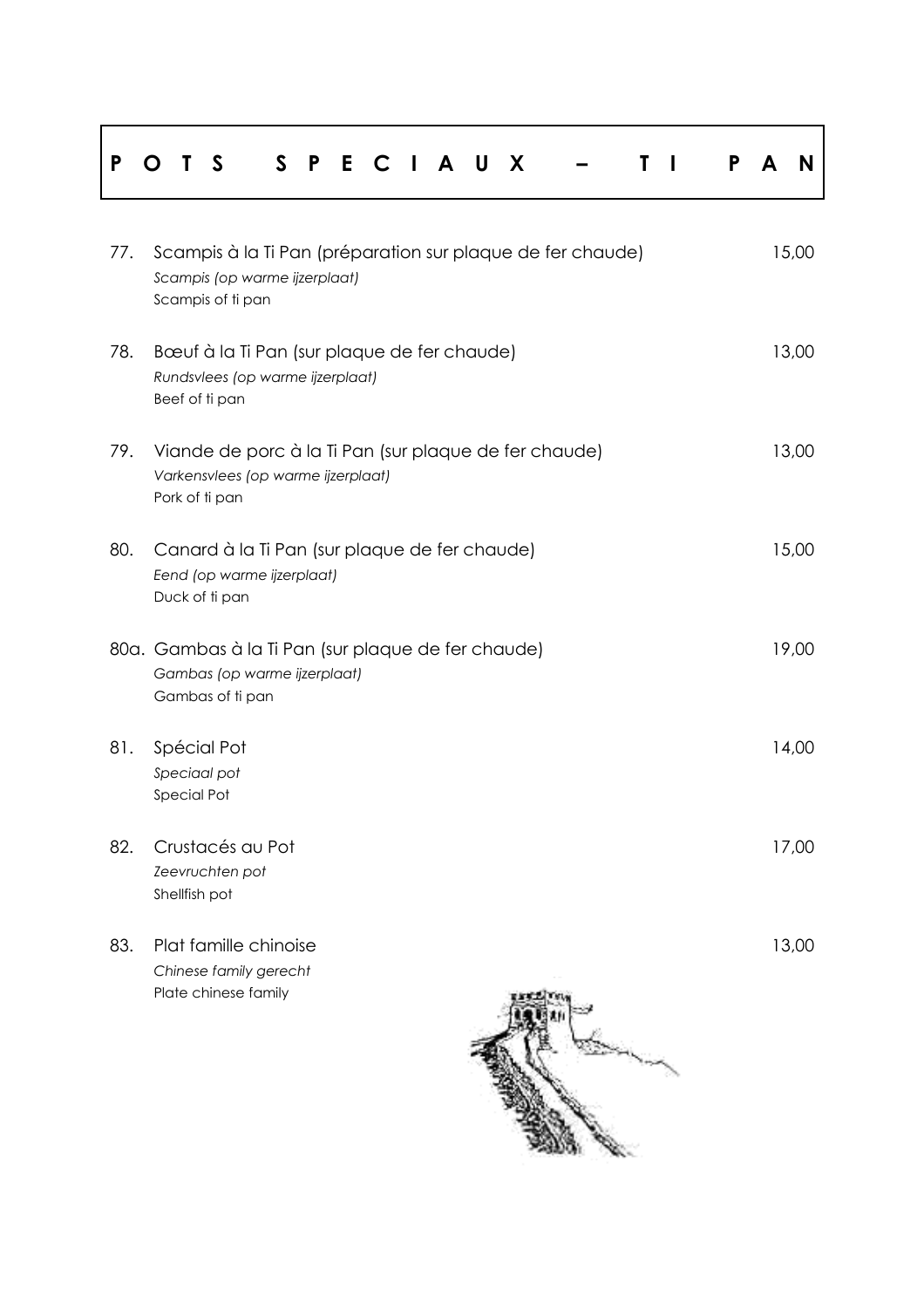# POTS SPECIAUX – TI PAN

77. Scampis à la Ti Pan (préparation sur plaque de fer chaude) — 15,00
    *Scampis (op warme ijzerplaat)*
    Scampis of ti pan

78. Bœuf à la Ti Pan (sur plaque de fer chaude) — 13,00
    *Rundsvlees (op warme ijzerplaat)*
    Beef of ti pan

79. Viande de porc à la Ti Pan (sur plaque de fer chaude) — 13,00
    *Varkensvlees (op warme ijzerplaat)*
    Pork of ti pan

80. Canard à la Ti Pan (sur plaque de fer chaude) — 15,00
    *Eend (op warme ijzerplaat)*
    Duck of ti pan

80a. Gambas à la Ti Pan (sur plaque de fer chaude) — 19,00
    *Gambas (op warme ijzerplaat)*
    Gambas of ti pan

81. Spécial Pot — 14,00
    *Speciaal pot*
    Special Pot

82. Crustacés au Pot — 17,00
    *Zeevruchten pot*
    Shellfish pot

83. Plat famille chinoise — 13,00
    *Chinese family gerecht*
    Plate chinese family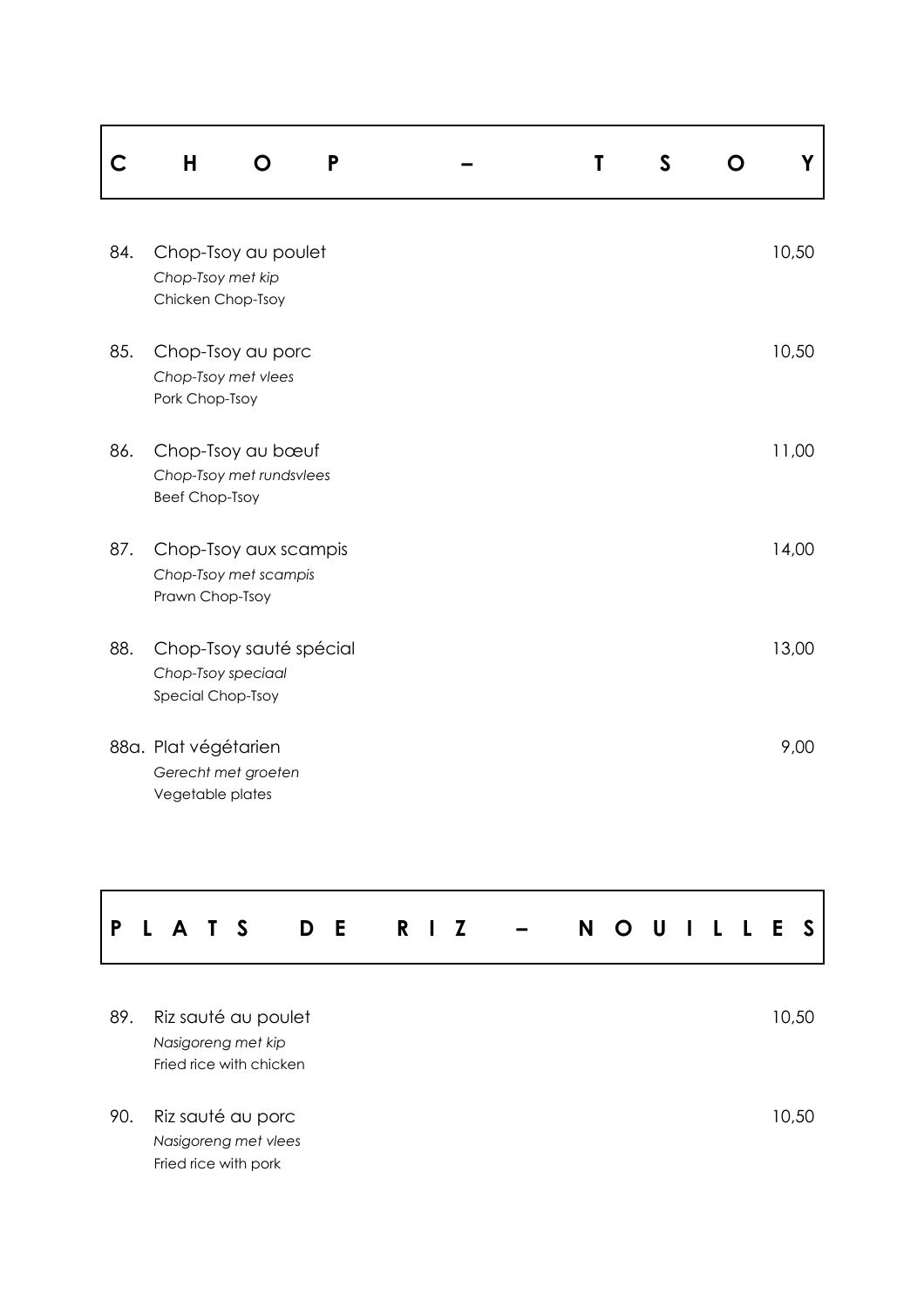## CHOP – TSOY

84. Chop-Tsoy au poulet — 10,50
*Chop-Tsoy met kip*
Chicken Chop-Tsoy

85. Chop-Tsoy au porc — 10,50
*Chop-Tsoy met vlees*
Pork Chop-Tsoy

86. Chop-Tsoy au bœuf — 11,00
*Chop-Tsoy met rundsvlees*
Beef Chop-Tsoy

87. Chop-Tsoy aux scampis — 14,00
*Chop-Tsoy met scampis*
Prawn Chop-Tsoy

88. Chop-Tsoy sauté spécial — 13,00
*Chop-Tsoy speciaal*
Special Chop-Tsoy

88a. Plat végétarien — 9,00
*Gerecht met groeten*
Vegetable plates

## PLATS DE RIZ – NOUILLES

89. Riz sauté au poulet — 10,50
*Nasigoreng met kip*
Fried rice with chicken

90. Riz sauté au porc — 10,50
*Nasigoreng met vlees*
Fried rice with pork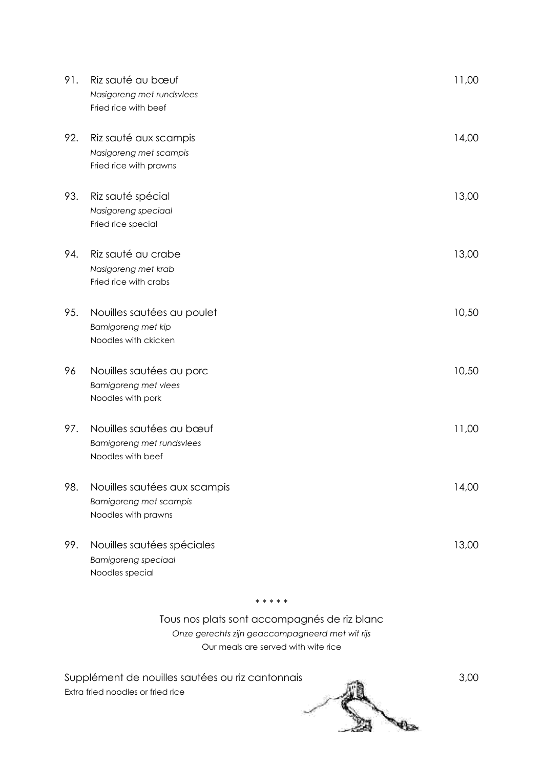| | | |
|---|---|---|
| 91. | Riz sauté au bœuf<br>*Nasigoreng met rundsvlees*<br>Fried rice with beef | 11,00 |
| 92. | Riz sauté aux scampis<br>*Nasigoreng met scampis*<br>Fried rice with prawns | 14,00 |
| 93. | Riz sauté spécial<br>*Nasigoreng speciaal*<br>Fried rice special | 13,00 |
| 94. | Riz sauté au crabe<br>*Nasigoreng met krab*<br>Fried rice with crabs | 13,00 |
| 95. | Nouilles sautées au poulet<br>*Bamigoreng met kip*<br>Noodles with ckicken | 10,50 |
| 96 | Nouilles sautées au porc<br>*Bamigoreng met vlees*<br>Noodles with pork | 10,50 |
| 97. | Nouilles sautées au bœuf<br>*Bamigoreng met rundsvlees*<br>Noodles with beef | 11,00 |
| 98. | Nouilles sautées aux scampis<br>*Bamigoreng met scampis*<br>Noodles with prawns | 14,00 |
| 99. | Nouilles sautées spéciales<br>*Bamigoreng speciaal*<br>Noodles special | 13,00 |

* * * * *

Tous nos plats sont accompagnés de riz blanc
*Onze gerechts zijn geaccompagneerd met wit rijs*
Our meals are served with wite rice

Supplément de nouilles sautées ou riz cantonnais — 3,00
Extra fried noodles or fried rice